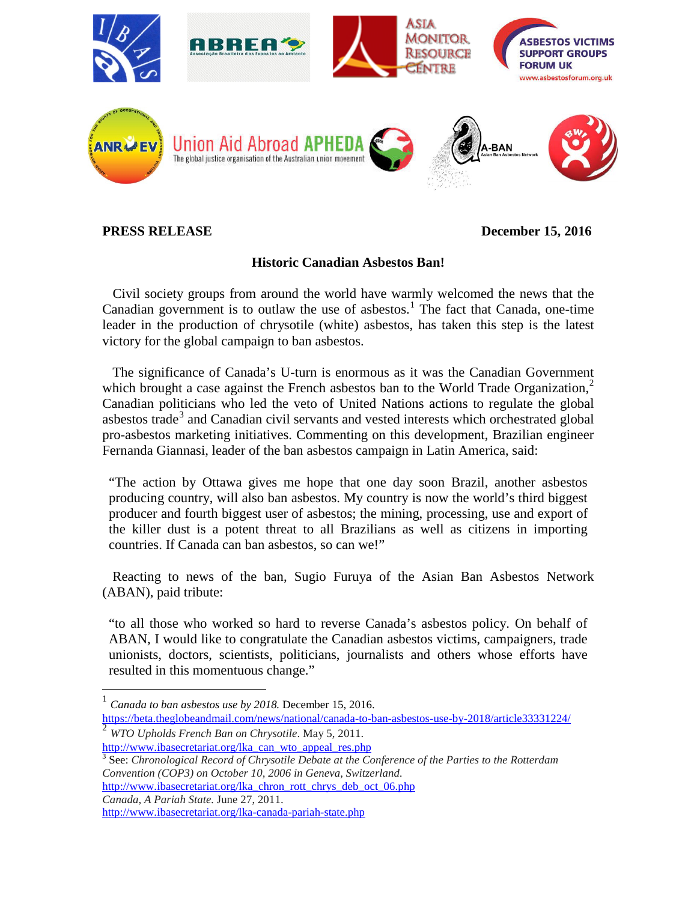**PRESS RELEASE** **December 15, 2016**

# Historic Canadian Asbestos Ban!

Civil society groups from around the world have warmly welcomed the news that the Canadian government is to outlaw the use of asbestos.[1] The fact that Canada, one-time leader in the production of chrysotile (white) asbestos, has taken this step is the latest victory for the global campaign to ban asbestos.

The significance of Canada's U-turn is enormous as it was the Canadian Government which brought a case against the French asbestos ban to the World Trade Organization,[2] Canadian politicians who led the veto of United Nations actions to regulate the global asbestos trade[3] and Canadian civil servants and vested interests which orchestrated global pro-asbestos marketing initiatives. Commenting on this development, Brazilian engineer Fernanda Giannasi, leader of the ban asbestos campaign in Latin America, said:

> "The action by Ottawa gives me hope that one day soon Brazil, another asbestos producing country, will also ban asbestos. My country is now the world's third biggest producer and fourth biggest user of asbestos; the mining, processing, use and export of the killer dust is a potent threat to all Brazilians as well as citizens in importing countries. If Canada can ban asbestos, so can we!"

Reacting to news of the ban, Sugio Furuya of the Asian Ban Asbestos Network (ABAN), paid tribute:

> "to all those who worked so hard to reverse Canada's asbestos policy. On behalf of ABAN, I would like to congratulate the Canadian asbestos victims, campaigners, trade unionists, doctors, scientists, politicians, journalists and others whose efforts have resulted in this momentous change."

---

[1] *Canada to ban asbestos use by 2018.* December 15, 2016. https://beta.theglobeandmail.com/news/national/canada-to-ban-asbestos-use-by-2018/article33331224/

[2] *WTO Upholds French Ban on Chrysotile*. May 5, 2011. http://www.ibasecretariat.org/lka_can_wto_appeal_res.php

[3] See: *Chronological Record of Chrysotile Debate at the Conference of the Parties to the Rotterdam Convention (COP3) on October 10, 2006 in Geneva, Switzerland.* http://www.ibasecretariat.org/lka_chron_rott_chrys_deb_oct_06.php
*Canada, A Pariah State.* June 27, 2011. http://www.ibasecretariat.org/lka-canada-pariah-state.php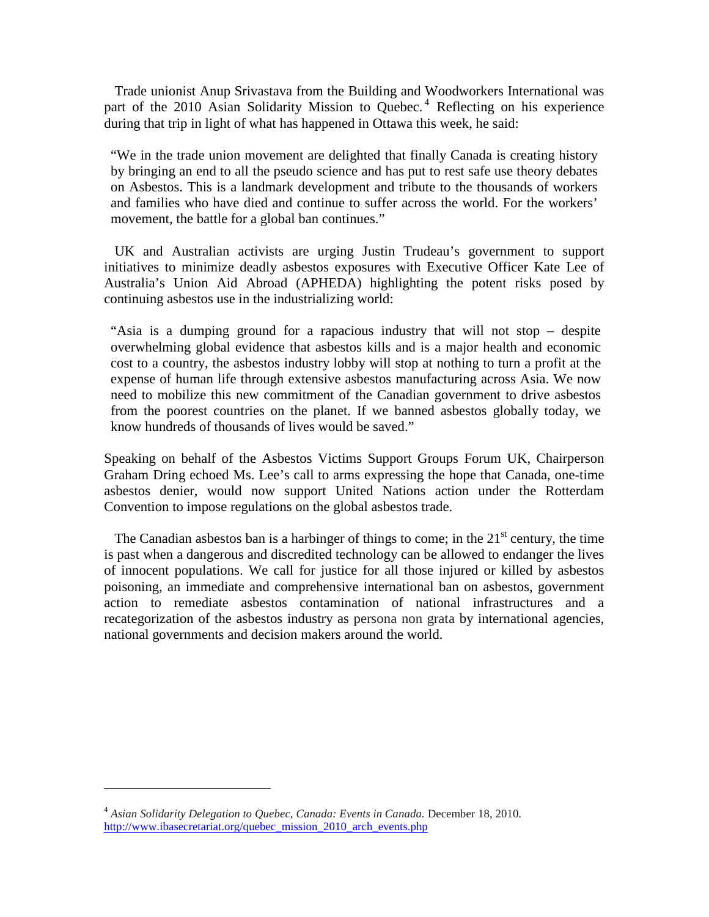Trade unionist Anup Srivastava from the Building and Woodworkers International was part of the 2010 Asian Solidarity Mission to Quebec.[4] Reflecting on his experience during that trip in light of what has happened in Ottawa this week, he said:

> "We in the trade union movement are delighted that finally Canada is creating history by bringing an end to all the pseudo science and has put to rest safe use theory debates on Asbestos. This is a landmark development and tribute to the thousands of workers and families who have died and continue to suffer across the world. For the workers' movement, the battle for a global ban continues."

UK and Australian activists are urging Justin Trudeau's government to support initiatives to minimize deadly asbestos exposures with Executive Officer Kate Lee of Australia's Union Aid Abroad (APHEDA) highlighting the potent risks posed by continuing asbestos use in the industrializing world:

> "Asia is a dumping ground for a rapacious industry that will not stop – despite overwhelming global evidence that asbestos kills and is a major health and economic cost to a country, the asbestos industry lobby will stop at nothing to turn a profit at the expense of human life through extensive asbestos manufacturing across Asia. We now need to mobilize this new commitment of the Canadian government to drive asbestos from the poorest countries on the planet. If we banned asbestos globally today, we know hundreds of thousands of lives would be saved."

Speaking on behalf of the Asbestos Victims Support Groups Forum UK, Chairperson Graham Dring echoed Ms. Lee's call to arms expressing the hope that Canada, one-time asbestos denier, would now support United Nations action under the Rotterdam Convention to impose regulations on the global asbestos trade.

The Canadian asbestos ban is a harbinger of things to come; in the 21st century, the time is past when a dangerous and discredited technology can be allowed to endanger the lives of innocent populations. We call for justice for all those injured or killed by asbestos poisoning, an immediate and comprehensive international ban on asbestos, government action to remediate asbestos contamination of national infrastructures and a recategorization of the asbestos industry as persona non grata by international agencies, national governments and decision makers around the world.

---

[4] *Asian Solidarity Delegation to Quebec, Canada: Events in Canada.* December 18, 2010. http://www.ibasecretariat.org/quebec_mission_2010_arch_events.php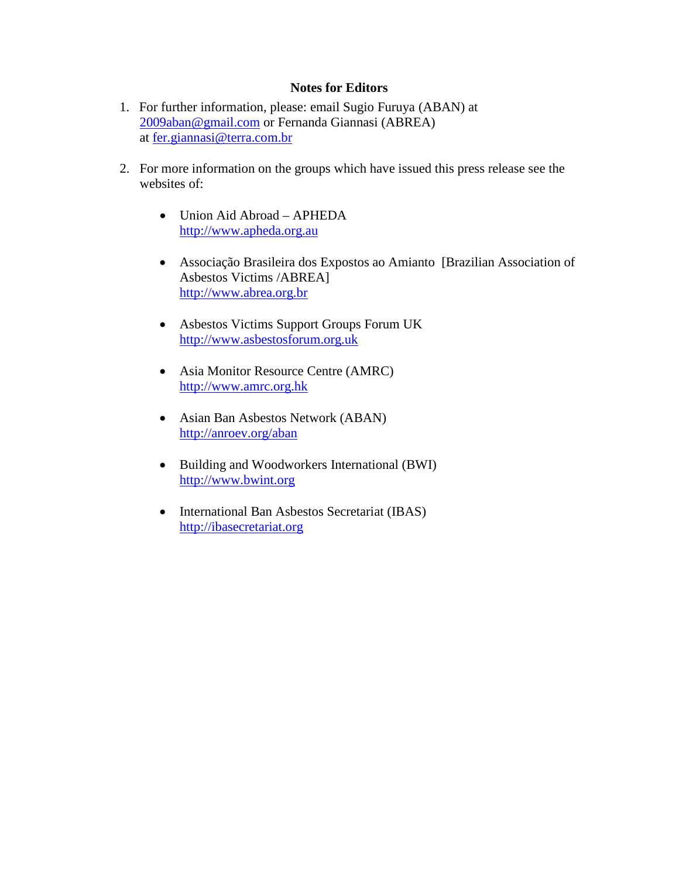**Notes for Editors**

1. For further information, please: email Sugio Furuya (ABAN) at 2009aban@gmail.com or Fernanda Giannasi (ABREA) at fer.giannasi@terra.com.br

2. For more information on the groups which have issued this press release see the websites of:

   - Union Aid Abroad – APHEDA
     http://www.apheda.org.au

   - Associação Brasileira dos Expostos ao Amianto [Brazilian Association of Asbestos Victims /ABREA]
     http://www.abrea.org.br

   - Asbestos Victims Support Groups Forum UK
     http://www.asbestosforum.org.uk

   - Asia Monitor Resource Centre (AMRC)
     http://www.amrc.org.hk

   - Asian Ban Asbestos Network (ABAN)
     http://anroev.org/aban

   - Building and Woodworkers International (BWI)
     http://www.bwint.org

   - International Ban Asbestos Secretariat (IBAS)
     http://ibasecretariat.org